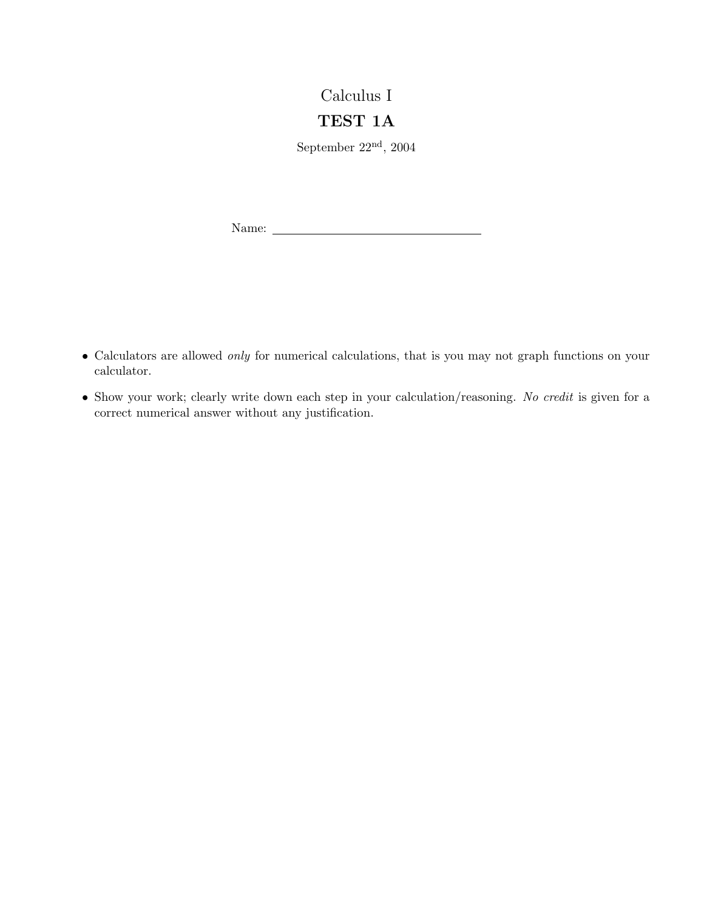# Calculus I

## TEST 1A

September 22nd, 2004

Name: ______________________________

- Calculators are allowed *only* for numerical calculations, that is you may not graph functions on your calculator.
- Show your work; clearly write down each step in your calculation/reasoning. *No credit* is given for a correct numerical answer without any justification.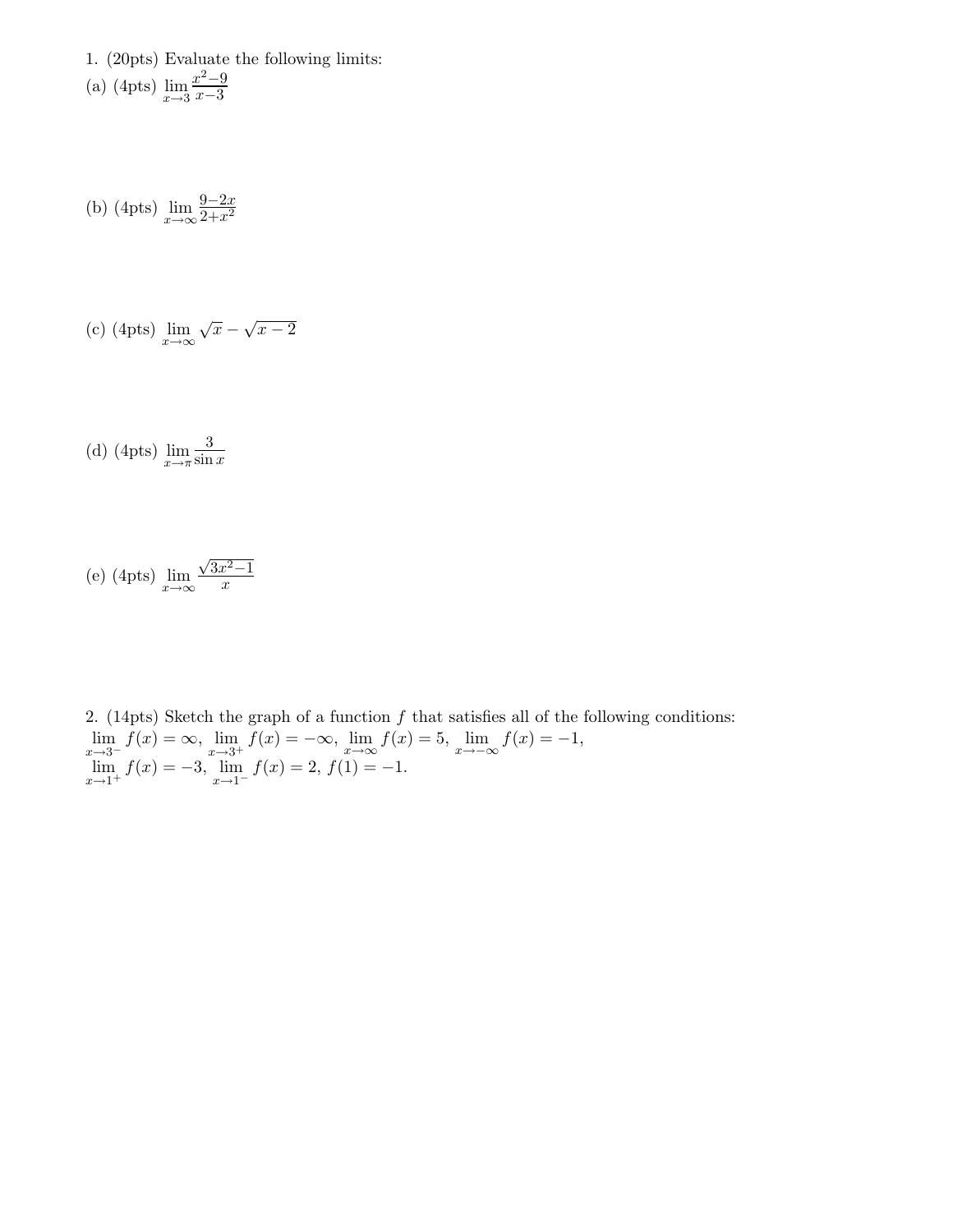1. (20pts) Evaluate the following limits:

(a) (4pts) $\lim_{x \to 3} \frac{x^2-9}{x-3}$

(b) (4pts) $\lim_{x \to \infty} \frac{9-2x}{2+x^2}$

(c) (4pts) $\lim_{x \to \infty} \sqrt{x} - \sqrt{x-2}$

(d) (4pts) $\lim_{x \to \pi} \frac{3}{\sin x}$

(e) (4pts) $\lim_{x \to \infty} \frac{\sqrt{3x^2-1}}{x}$

2. (14pts) Sketch the graph of a function $f$ that satisfies all of the following conditions:
$\lim_{x \to 3^-} f(x) = \infty$, $\lim_{x \to 3^+} f(x) = -\infty$, $\lim_{x \to \infty} f(x) = 5$, $\lim_{x \to -\infty} f(x) = -1$,
$\lim_{x \to 1^+} f(x) = -3$, $\lim_{x \to 1^-} f(x) = 2$, $f(1) = -1$.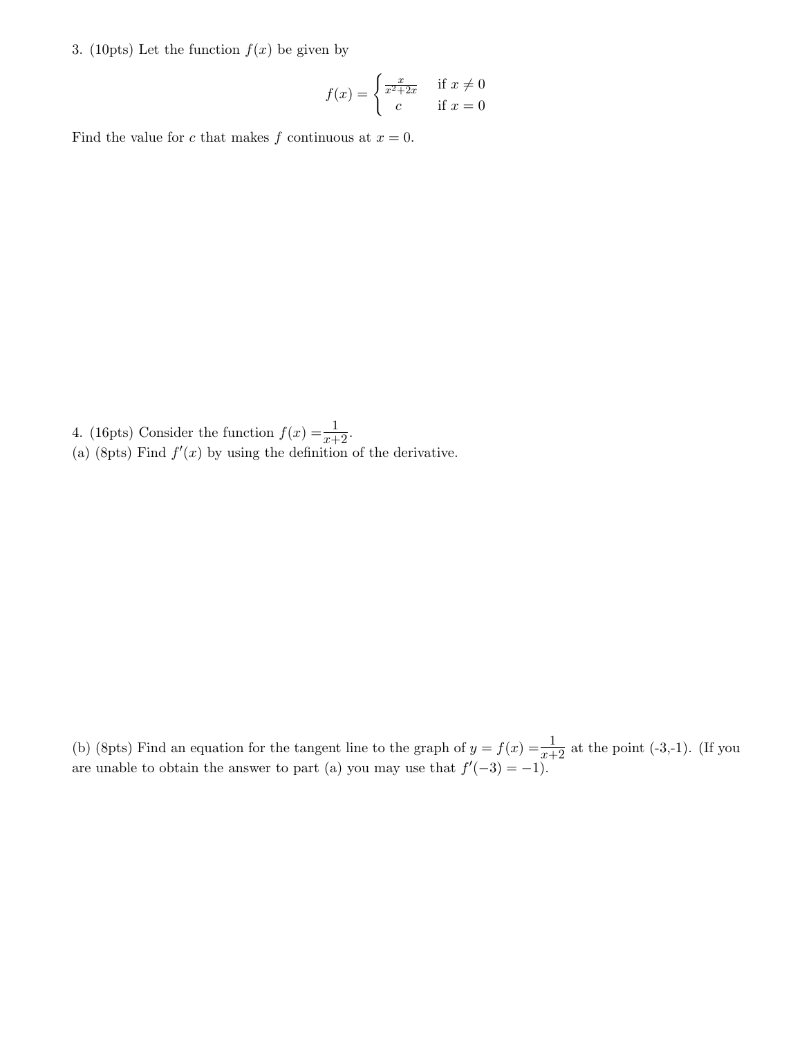3. (10pts) Let the function $f(x)$ be given by

$$f(x) = \begin{cases} \frac{x}{x^2+2x} & \text{if } x \neq 0 \\ c & \text{if } x = 0 \end{cases}$$

Find the value for $c$ that makes $f$ continuous at $x = 0$.

4. (16pts) Consider the function $f(x) = \frac{1}{x+2}$.

(a) (8pts) Find $f'(x)$ by using the definition of the derivative.

(b) (8pts) Find an equation for the tangent line to the graph of $y = f(x) = \frac{1}{x+2}$ at the point (-3,-1). (If you are unable to obtain the answer to part (a) you may use that $f'(-3) = -1$).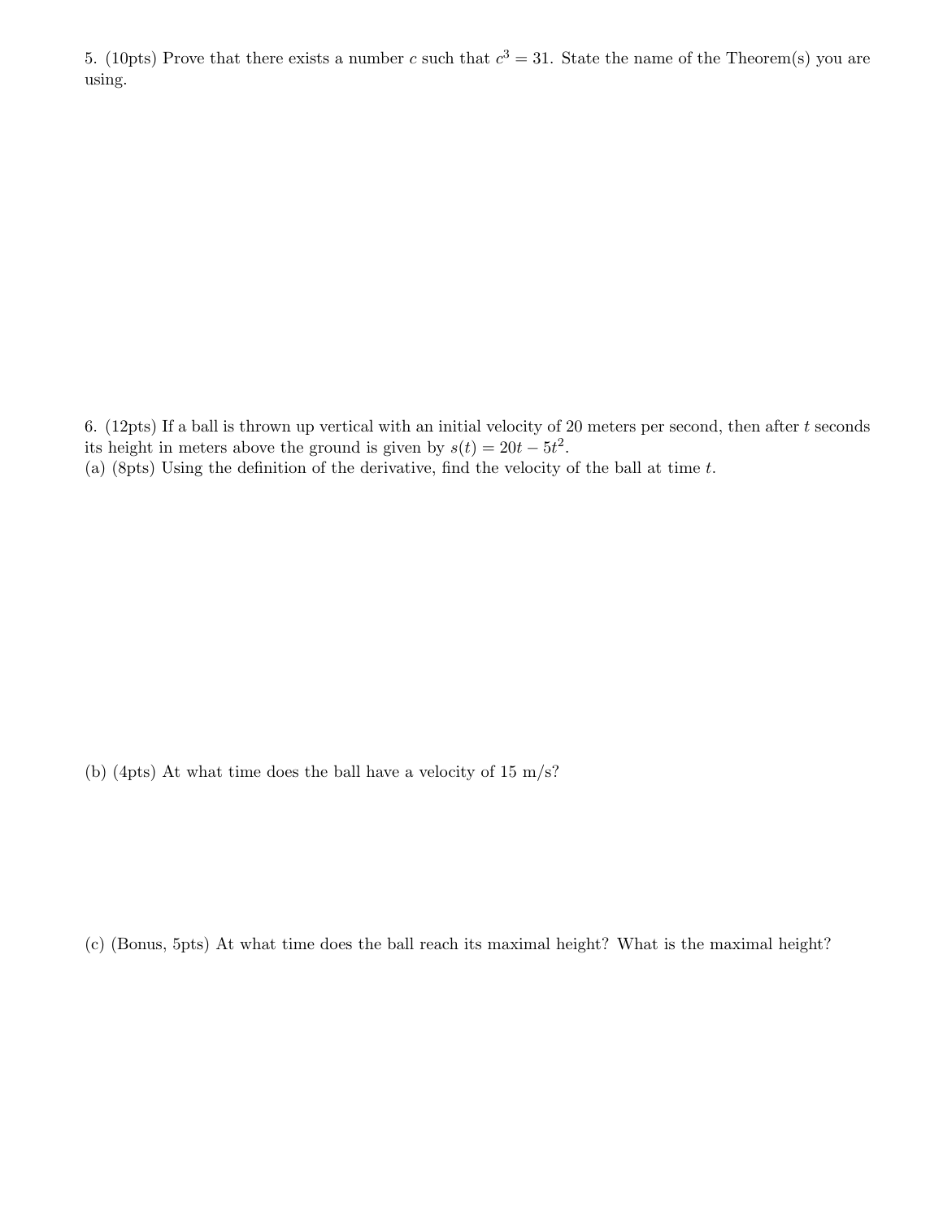5. (10pts) Prove that there exists a number $c$ such that $c^3 = 31$. State the name of the Theorem(s) you are using.

6. (12pts) If a ball is thrown up vertical with an initial velocity of 20 meters per second, then after $t$ seconds its height in meters above the ground is given by $s(t) = 20t - 5t^2$.

(a) (8pts) Using the definition of the derivative, find the velocity of the ball at time $t$.

(b) (4pts) At what time does the ball have a velocity of 15 m/s?

(c) (Bonus, 5pts) At what time does the ball reach its maximal height? What is the maximal height?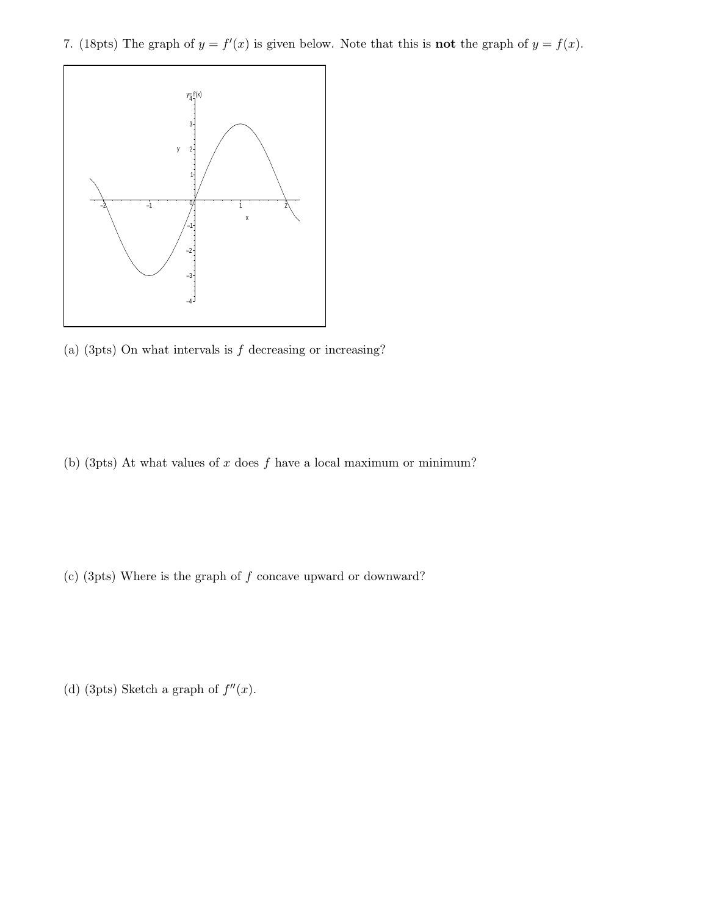7. (18pts) The graph of $y = f'(x)$ is given below. Note that this is **not** the graph of $y = f(x)$.

(a) (3pts) On what intervals is $f$ decreasing or increasing?

(b) (3pts) At what values of $x$ does $f$ have a local maximum or minimum?

(c) (3pts) Where is the graph of $f$ concave upward or downward?

(d) (3pts) Sketch a graph of $f''(x)$.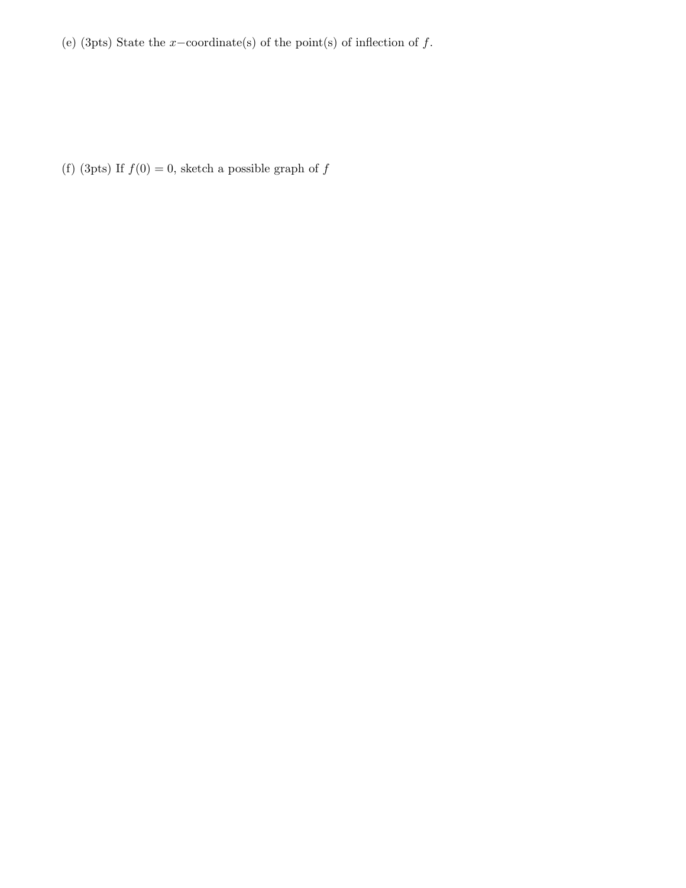(e) (3pts) State the $x-$coordinate(s) of the point(s) of inflection of $f$.

(f) (3pts) If $f(0) = 0$, sketch a possible graph of $f$